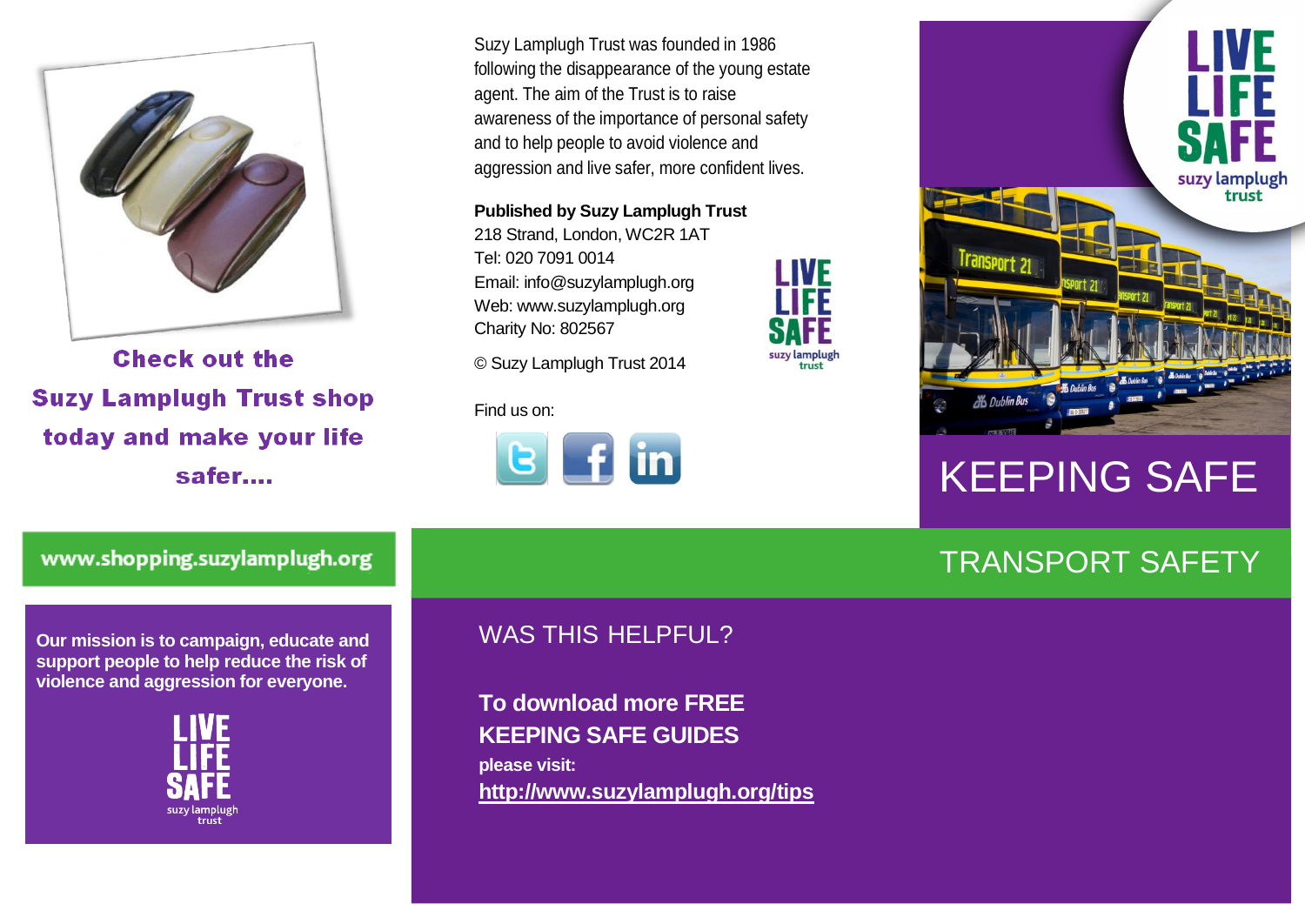**Check out the Suzy Lamplugh Trust shop today and make your life safer….**

www.shopping.suzylamplugh.org

**Our mission is to campaign, educate and support people to help reduce the risk of violence and aggression for everyone.**

LIVE LIFE SAFE
suzy lamplugh trust

Suzy Lamplugh Trust was founded in 1986 following the disappearance of the young estate agent. The aim of the Trust is to raise awareness of the importance of personal safety and to help people to avoid violence and aggression and live safer, more confident lives.

**Published by Suzy Lamplugh Trust**
218 Strand, London, WC2R 1AT
Tel: 020 7091 0014
Email: info@suzylamplugh.org
Web: www.suzylamplugh.org
Charity No: 802567

© Suzy Lamplugh Trust 2014

Find us on:

## WAS THIS HELPFUL?

**To download more FREE KEEPING SAFE GUIDES**
**please visit:**
**http://www.suzylamplugh.org/tips**

LIVE LIFE SAFE
suzy lamplugh trust

# KEEPING SAFE

## TRANSPORT SAFETY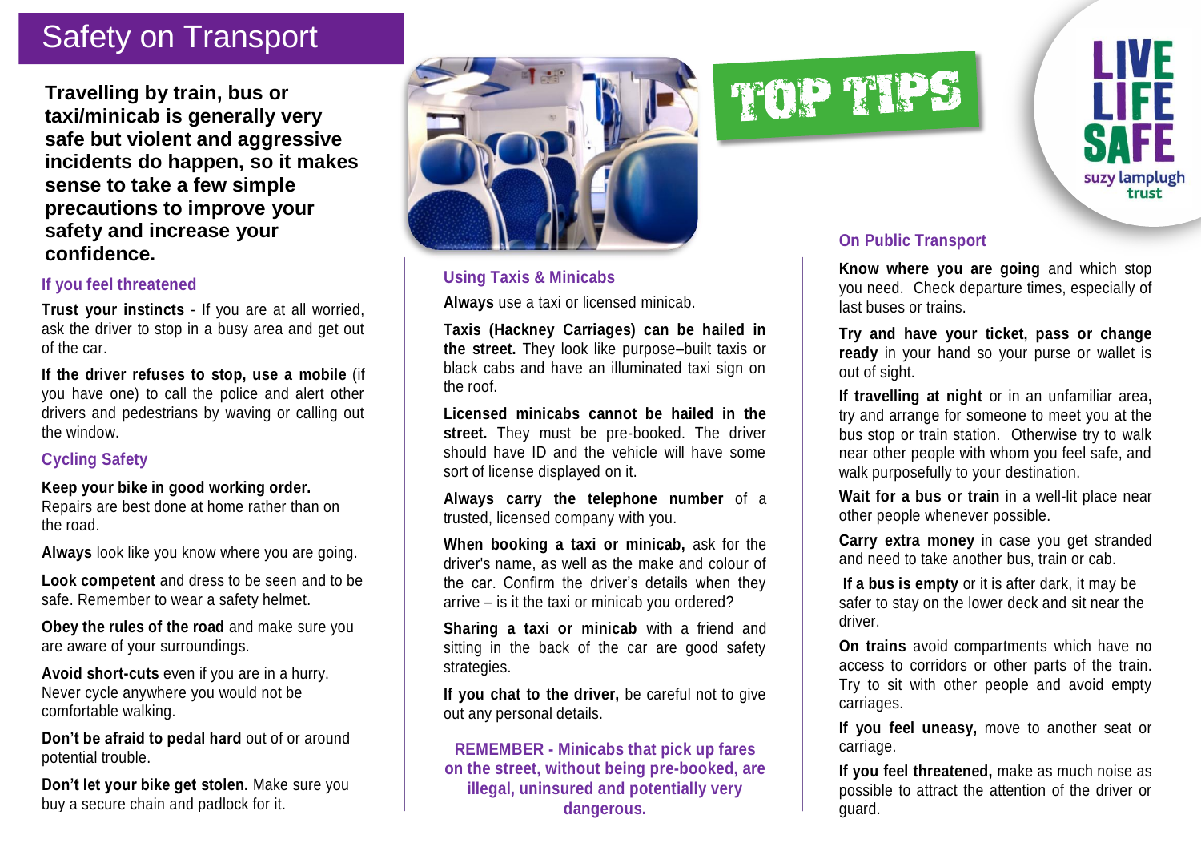# Safety on Transport

**Travelling by train, bus or taxi/minicab is generally very safe but violent and aggressive incidents do happen, so it makes sense to take a few simple precautions to improve your safety and increase your confidence.**

## If you feel threatened

**Trust your instincts** - If you are at all worried, ask the driver to stop in a busy area and get out of the car.

**If the driver refuses to stop, use a mobile** (if you have one) to call the police and alert other drivers and pedestrians by waving or calling out the window.

## Cycling Safety

**Keep your bike in good working order.** Repairs are best done at home rather than on the road.

**Always** look like you know where you are going.

**Look competent** and dress to be seen and to be safe. Remember to wear a safety helmet.

**Obey the rules of the road** and make sure you are aware of your surroundings.

**Avoid short-cuts** even if you are in a hurry. Never cycle anywhere you would not be comfortable walking.

**Don't be afraid to pedal hard** out of or around potential trouble.

**Don't let your bike get stolen.** Make sure you buy a secure chain and padlock for it.

TOP TIPS

LIVE LIFE SAFE

suzy lamplugh trust

## Using Taxis & Minicabs

**Always** use a taxi or licensed minicab.

**Taxis (Hackney Carriages) can be hailed in the street.** They look like purpose–built taxis or black cabs and have an illuminated taxi sign on the roof.

**Licensed minicabs cannot be hailed in the street.** They must be pre-booked. The driver should have ID and the vehicle will have some sort of license displayed on it.

**Always carry the telephone number** of a trusted, licensed company with you.

**When booking a taxi or minicab,** ask for the driver's name, as well as the make and colour of the car. Confirm the driver's details when they arrive – is it the taxi or minicab you ordered?

**Sharing a taxi or minicab** with a friend and sitting in the back of the car are good safety strategies.

**If you chat to the driver,** be careful not to give out any personal details.

**REMEMBER - Minicabs that pick up fares on the street, without being pre-booked, are illegal, uninsured and potentially very dangerous.**

## On Public Transport

**Know where you are going** and which stop you need. Check departure times, especially of last buses or trains.

**Try and have your ticket, pass or change ready** in your hand so your purse or wallet is out of sight.

**If travelling at night** or in an unfamiliar area**,** try and arrange for someone to meet you at the bus stop or train station. Otherwise try to walk near other people with whom you feel safe, and walk purposefully to your destination.

**Wait for a bus or train** in a well-lit place near other people whenever possible.

**Carry extra money** in case you get stranded and need to take another bus, train or cab.

**If a bus is empty** or it is after dark, it may be safer to stay on the lower deck and sit near the driver.

**On trains** avoid compartments which have no access to corridors or other parts of the train. Try to sit with other people and avoid empty carriages.

**If you feel uneasy,** move to another seat or carriage.

**If you feel threatened,** make as much noise as possible to attract the attention of the driver or guard.